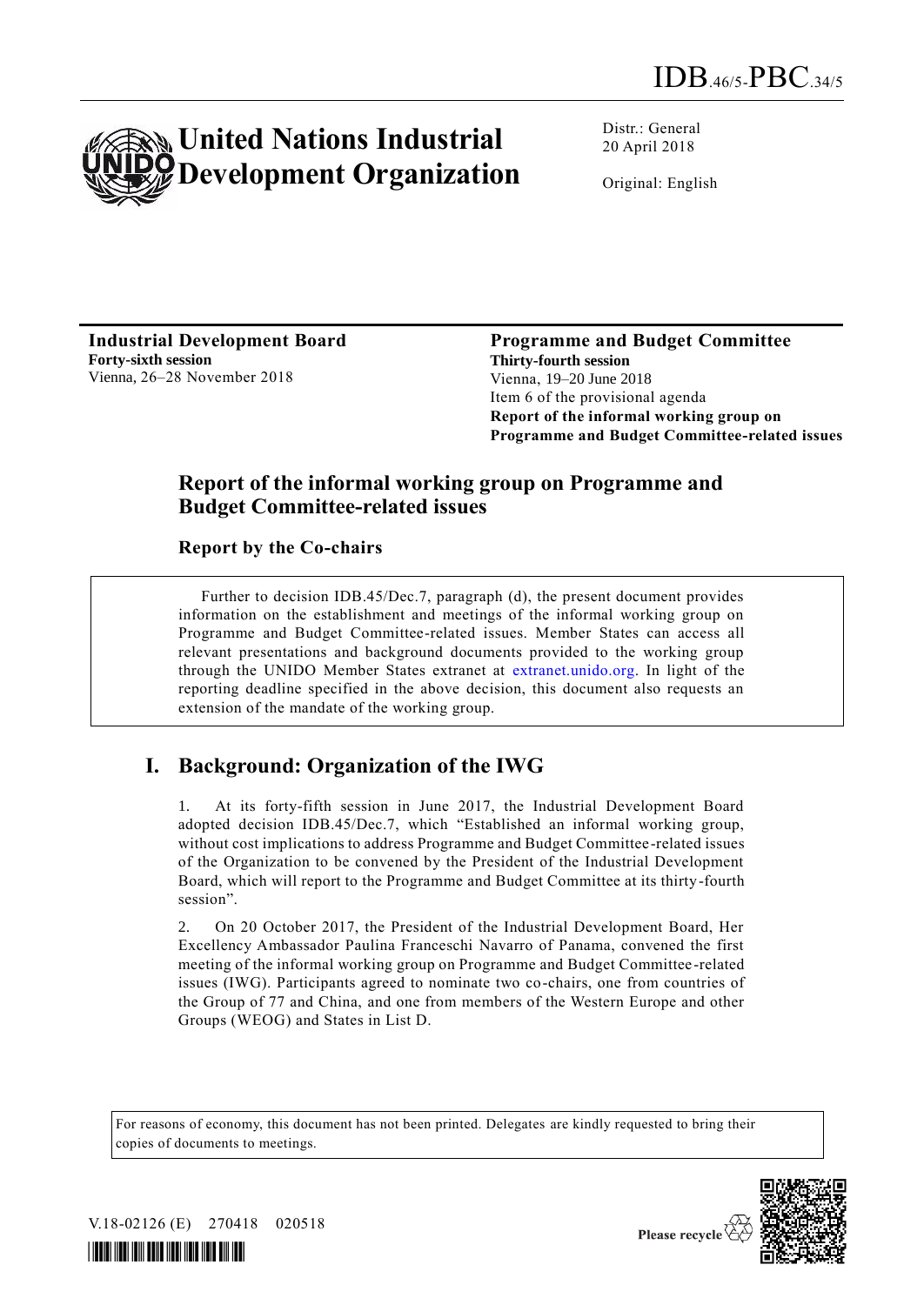IDB.46/5-PBC.34/5

# United Nations Industrial Development Organization

Distr.: General
20 April 2018

Original: English

**Industrial Development Board**
**Forty-sixth session**
Vienna, 26–28 November 2018

**Programme and Budget Committee**
**Thirty-fourth session**
Vienna, 19–20 June 2018
Item 6 of the provisional agenda
**Report of the informal working group on Programme and Budget Committee-related issues**

## Report of the informal working group on Programme and Budget Committee-related issues

### Report by the Co-chairs

Further to decision IDB.45/Dec.7, paragraph (d), the present document provides information on the establishment and meetings of the informal working group on Programme and Budget Committee-related issues. Member States can access all relevant presentations and background documents provided to the working group through the UNIDO Member States extranet at extranet.unido.org. In light of the reporting deadline specified in the above decision, this document also requests an extension of the mandate of the working group.

## I. Background: Organization of the IWG

1. At its forty-fifth session in June 2017, the Industrial Development Board adopted decision IDB.45/Dec.7, which "Established an informal working group, without cost implications to address Programme and Budget Committee-related issues of the Organization to be convened by the President of the Industrial Development Board, which will report to the Programme and Budget Committee at its thirty-fourth session".

2. On 20 October 2017, the President of the Industrial Development Board, Her Excellency Ambassador Paulina Franceschi Navarro of Panama, convened the first meeting of the informal working group on Programme and Budget Committee-related issues (IWG). Participants agreed to nominate two co-chairs, one from countries of the Group of 77 and China, and one from members of the Western Europe and other Groups (WEOG) and States in List D.

For reasons of economy, this document has not been printed. Delegates are kindly requested to bring their copies of documents to meetings.

V.18-02126 (E) 270418 020518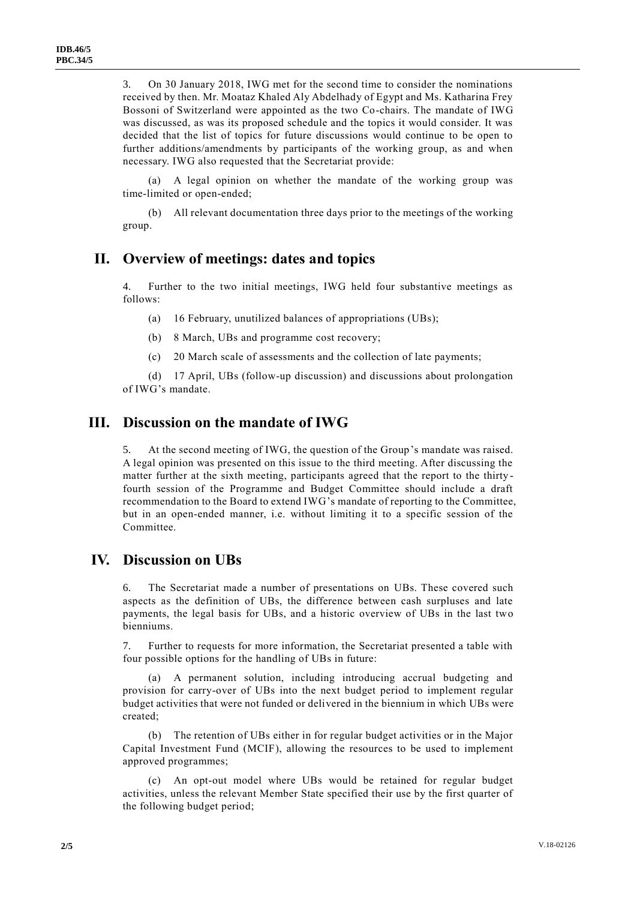3. On 30 January 2018, IWG met for the second time to consider the nominations received by then. Mr. Moataz Khaled Aly Abdelhady of Egypt and Ms. Katharina Frey Bossoni of Switzerland were appointed as the two Co-chairs. The mandate of IWG was discussed, as was its proposed schedule and the topics it would consider. It was decided that the list of topics for future discussions would continue to be open to further additions/amendments by participants of the working group, as and when necessary. IWG also requested that the Secretariat provide:

(a) A legal opinion on whether the mandate of the working group was time-limited or open-ended;

(b) All relevant documentation three days prior to the meetings of the working group.

## II. Overview of meetings: dates and topics

4. Further to the two initial meetings, IWG held four substantive meetings as follows:

(a) 16 February, unutilized balances of appropriations (UBs);

(b) 8 March, UBs and programme cost recovery;

(c) 20 March scale of assessments and the collection of late payments;

(d) 17 April, UBs (follow-up discussion) and discussions about prolongation of IWG's mandate.

## III. Discussion on the mandate of IWG

5. At the second meeting of IWG, the question of the Group's mandate was raised. A legal opinion was presented on this issue to the third meeting. After discussing the matter further at the sixth meeting, participants agreed that the report to the thirty-fourth session of the Programme and Budget Committee should include a draft recommendation to the Board to extend IWG's mandate of reporting to the Committee, but in an open-ended manner, i.e. without limiting it to a specific session of the Committee.

## IV. Discussion on UBs

6. The Secretariat made a number of presentations on UBs. These covered such aspects as the definition of UBs, the difference between cash surpluses and late payments, the legal basis for UBs, and a historic overview of UBs in the last two bienniums.

7. Further to requests for more information, the Secretariat presented a table with four possible options for the handling of UBs in future:

(a) A permanent solution, including introducing accrual budgeting and provision for carry-over of UBs into the next budget period to implement regular budget activities that were not funded or delivered in the biennium in which UBs were created;

(b) The retention of UBs either in for regular budget activities or in the Major Capital Investment Fund (MCIF), allowing the resources to be used to implement approved programmes;

(c) An opt-out model where UBs would be retained for regular budget activities, unless the relevant Member State specified their use by the first quarter of the following budget period;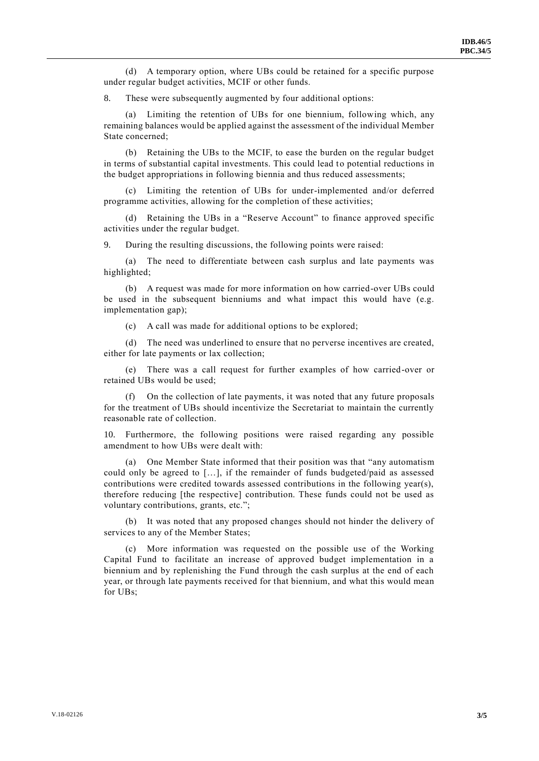(d) A temporary option, where UBs could be retained for a specific purpose under regular budget activities, MCIF or other funds.

8. These were subsequently augmented by four additional options:

(a) Limiting the retention of UBs for one biennium, following which, any remaining balances would be applied against the assessment of the individual Member State concerned;

(b) Retaining the UBs to the MCIF, to ease the burden on the regular budget in terms of substantial capital investments. This could lead to potential reductions in the budget appropriations in following biennia and thus reduced assessments;

(c) Limiting the retention of UBs for under-implemented and/or deferred programme activities, allowing for the completion of these activities;

(d) Retaining the UBs in a "Reserve Account" to finance approved specific activities under the regular budget.

9. During the resulting discussions, the following points were raised:

(a) The need to differentiate between cash surplus and late payments was highlighted;

(b) A request was made for more information on how carried-over UBs could be used in the subsequent bienniums and what impact this would have (e.g. implementation gap);

(c) A call was made for additional options to be explored;

(d) The need was underlined to ensure that no perverse incentives are created, either for late payments or lax collection;

(e) There was a call request for further examples of how carried-over or retained UBs would be used;

(f) On the collection of late payments, it was noted that any future proposals for the treatment of UBs should incentivize the Secretariat to maintain the currently reasonable rate of collection.

10. Furthermore, the following positions were raised regarding any possible amendment to how UBs were dealt with:

(a) One Member State informed that their position was that "any automatism could only be agreed to […], if the remainder of funds budgeted/paid as assessed contributions were credited towards assessed contributions in the following year(s), therefore reducing [the respective] contribution. These funds could not be used as voluntary contributions, grants, etc.";

(b) It was noted that any proposed changes should not hinder the delivery of services to any of the Member States;

(c) More information was requested on the possible use of the Working Capital Fund to facilitate an increase of approved budget implementation in a biennium and by replenishing the Fund through the cash surplus at the end of each year, or through late payments received for that biennium, and what this would mean for UBs;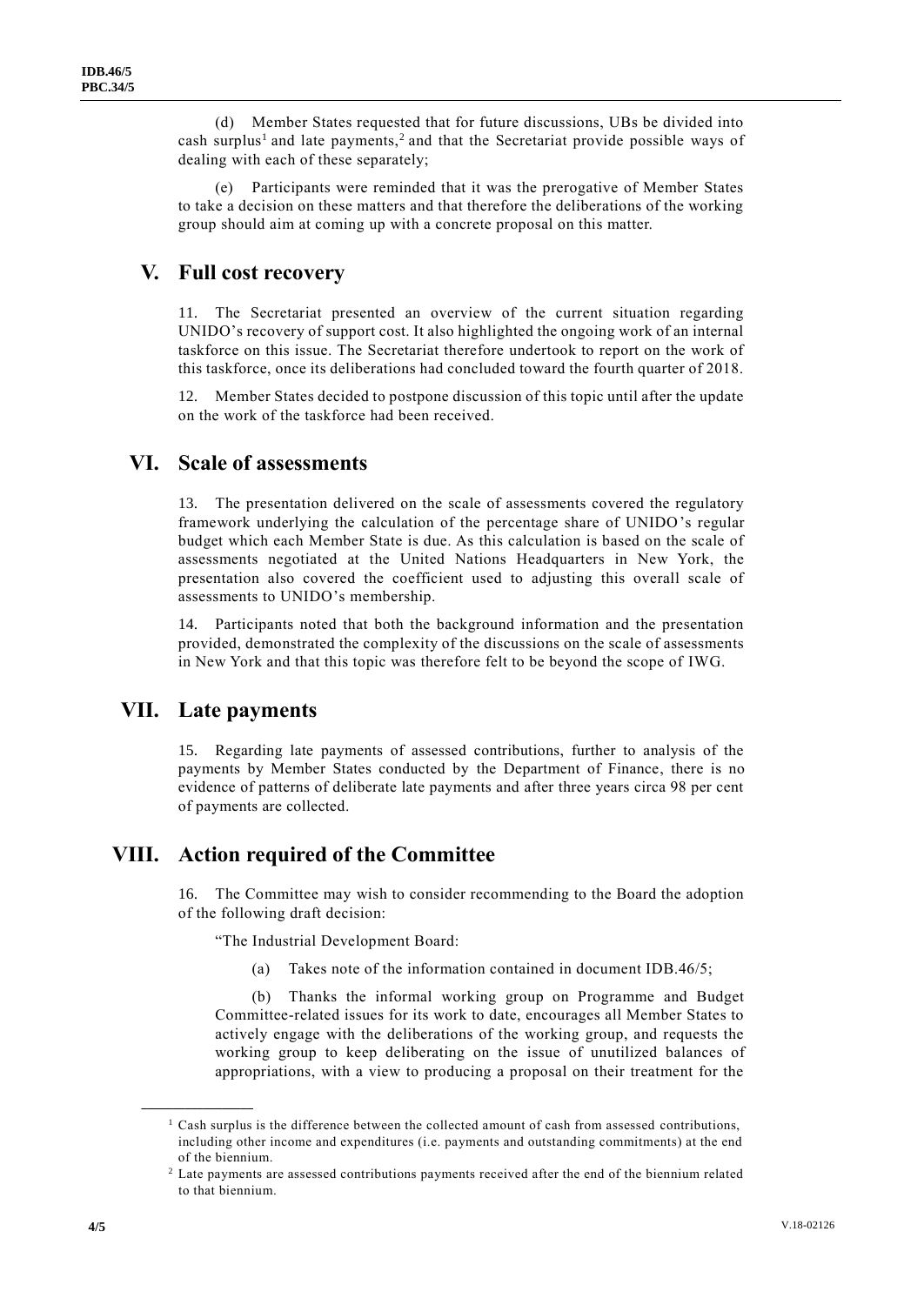(d) Member States requested that for future discussions, UBs be divided into cash surplus[1] and late payments,[2] and that the Secretariat provide possible ways of dealing with each of these separately;

(e) Participants were reminded that it was the prerogative of Member States to take a decision on these matters and that therefore the deliberations of the working group should aim at coming up with a concrete proposal on this matter.

## V. Full cost recovery

11. The Secretariat presented an overview of the current situation regarding UNIDO's recovery of support cost. It also highlighted the ongoing work of an internal taskforce on this issue. The Secretariat therefore undertook to report on the work of this taskforce, once its deliberations had concluded toward the fourth quarter of 2018.

12. Member States decided to postpone discussion of this topic until after the update on the work of the taskforce had been received.

## VI. Scale of assessments

13. The presentation delivered on the scale of assessments covered the regulatory framework underlying the calculation of the percentage share of UNIDO's regular budget which each Member State is due. As this calculation is based on the scale of assessments negotiated at the United Nations Headquarters in New York, the presentation also covered the coefficient used to adjusting this overall scale of assessments to UNIDO's membership.

14. Participants noted that both the background information and the presentation provided, demonstrated the complexity of the discussions on the scale of assessments in New York and that this topic was therefore felt to be beyond the scope of IWG.

## VII. Late payments

15. Regarding late payments of assessed contributions, further to analysis of the payments by Member States conducted by the Department of Finance, there is no evidence of patterns of deliberate late payments and after three years circa 98 per cent of payments are collected.

## VIII. Action required of the Committee

16. The Committee may wish to consider recommending to the Board the adoption of the following draft decision:

"The Industrial Development Board:

(a) Takes note of the information contained in document IDB.46/5;

(b) Thanks the informal working group on Programme and Budget Committee-related issues for its work to date, encourages all Member States to actively engage with the deliberations of the working group, and requests the working group to keep deliberating on the issue of unutilized balances of appropriations, with a view to producing a proposal on their treatment for the

---

[1] Cash surplus is the difference between the collected amount of cash from assessed contributions, including other income and expenditures (i.e. payments and outstanding commitments) at the end of the biennium.

[2] Late payments are assessed contributions payments received after the end of the biennium related to that biennium.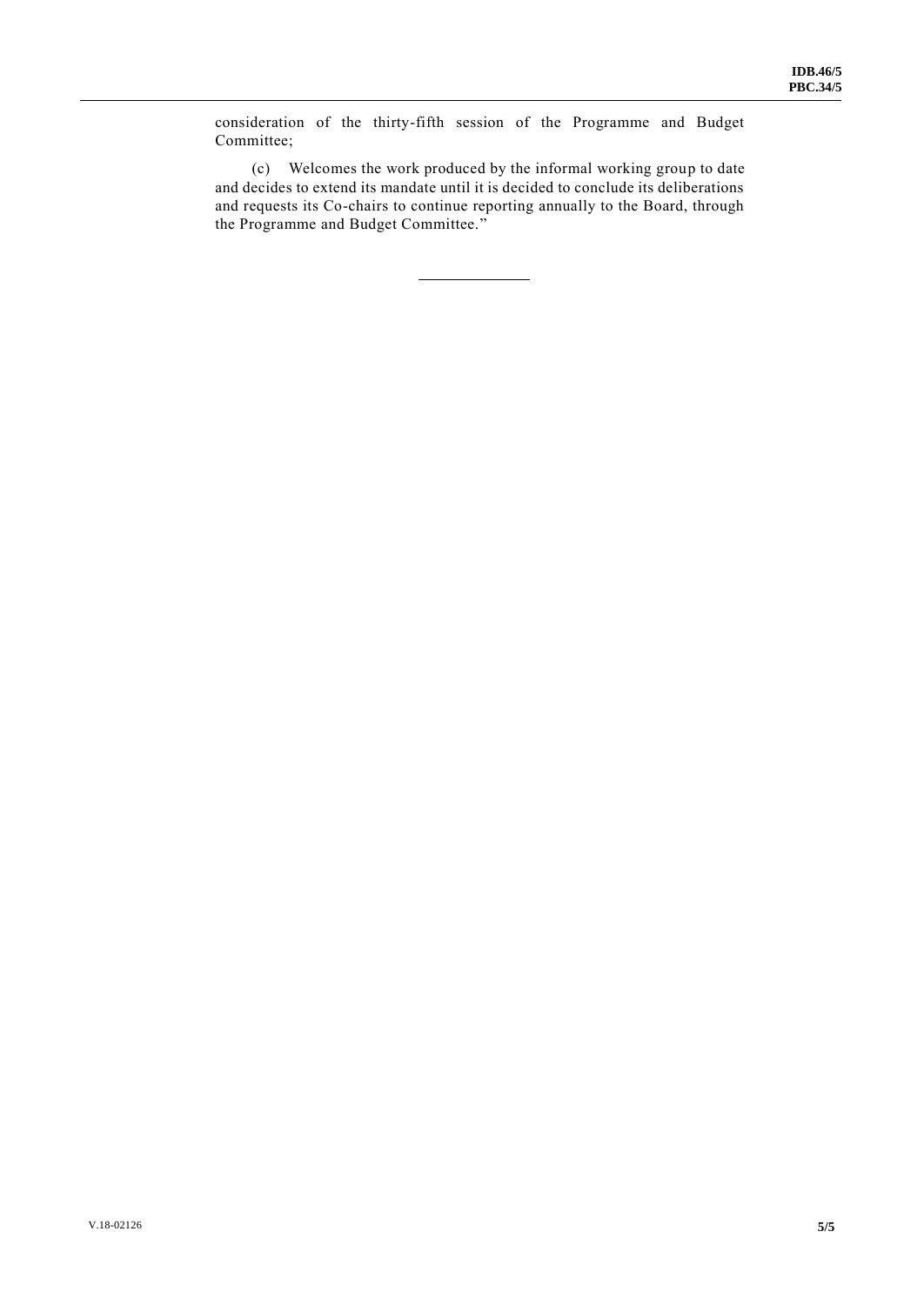consideration of the thirty-fifth session of the Programme and Budget Committee;

(c) Welcomes the work produced by the informal working group to date and decides to extend its mandate until it is decided to conclude its deliberations and requests its Co-chairs to continue reporting annually to the Board, through the Programme and Budget Committee."